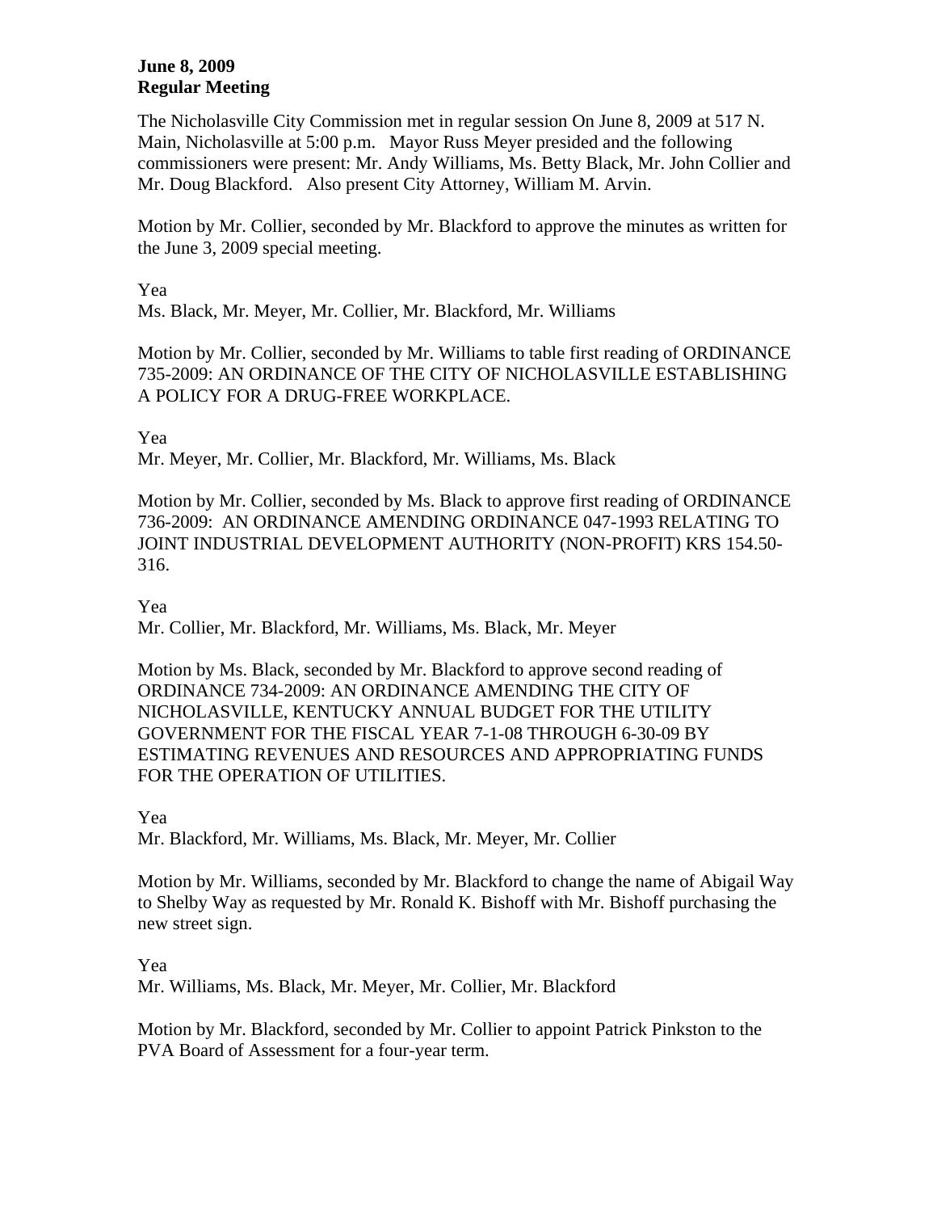**June 8, 2009**
**Regular Meeting**

The Nicholasville City Commission met in regular session On June 8, 2009 at 517 N. Main, Nicholasville at 5:00 p.m. Mayor Russ Meyer presided and the following commissioners were present: Mr. Andy Williams, Ms. Betty Black, Mr. John Collier and Mr. Doug Blackford. Also present City Attorney, William M. Arvin.

Motion by Mr. Collier, seconded by Mr. Blackford to approve the minutes as written for the June 3, 2009 special meeting.

Yea
Ms. Black, Mr. Meyer, Mr. Collier, Mr. Blackford, Mr. Williams

Motion by Mr. Collier, seconded by Mr. Williams to table first reading of ORDINANCE 735-2009: AN ORDINANCE OF THE CITY OF NICHOLASVILLE ESTABLISHING A POLICY FOR A DRUG-FREE WORKPLACE.

Yea
Mr. Meyer, Mr. Collier, Mr. Blackford, Mr. Williams, Ms. Black

Motion by Mr. Collier, seconded by Ms. Black to approve first reading of ORDINANCE 736-2009: AN ORDINANCE AMENDING ORDINANCE 047-1993 RELATING TO JOINT INDUSTRIAL DEVELOPMENT AUTHORITY (NON-PROFIT) KRS 154.50-316.

Yea
Mr. Collier, Mr. Blackford, Mr. Williams, Ms. Black, Mr. Meyer

Motion by Ms. Black, seconded by Mr. Blackford to approve second reading of ORDINANCE 734-2009: AN ORDINANCE AMENDING THE CITY OF NICHOLASVILLE, KENTUCKY ANNUAL BUDGET FOR THE UTILITY GOVERNMENT FOR THE FISCAL YEAR 7-1-08 THROUGH 6-30-09 BY ESTIMATING REVENUES AND RESOURCES AND APPROPRIATING FUNDS FOR THE OPERATION OF UTILITIES.

Yea
Mr. Blackford, Mr. Williams, Ms. Black, Mr. Meyer, Mr. Collier

Motion by Mr. Williams, seconded by Mr. Blackford to change the name of Abigail Way to Shelby Way as requested by Mr. Ronald K. Bishoff with Mr. Bishoff purchasing the new street sign.

Yea
Mr. Williams, Ms. Black, Mr. Meyer, Mr. Collier, Mr. Blackford

Motion by Mr. Blackford, seconded by Mr. Collier to appoint Patrick Pinkston to the PVA Board of Assessment for a four-year term.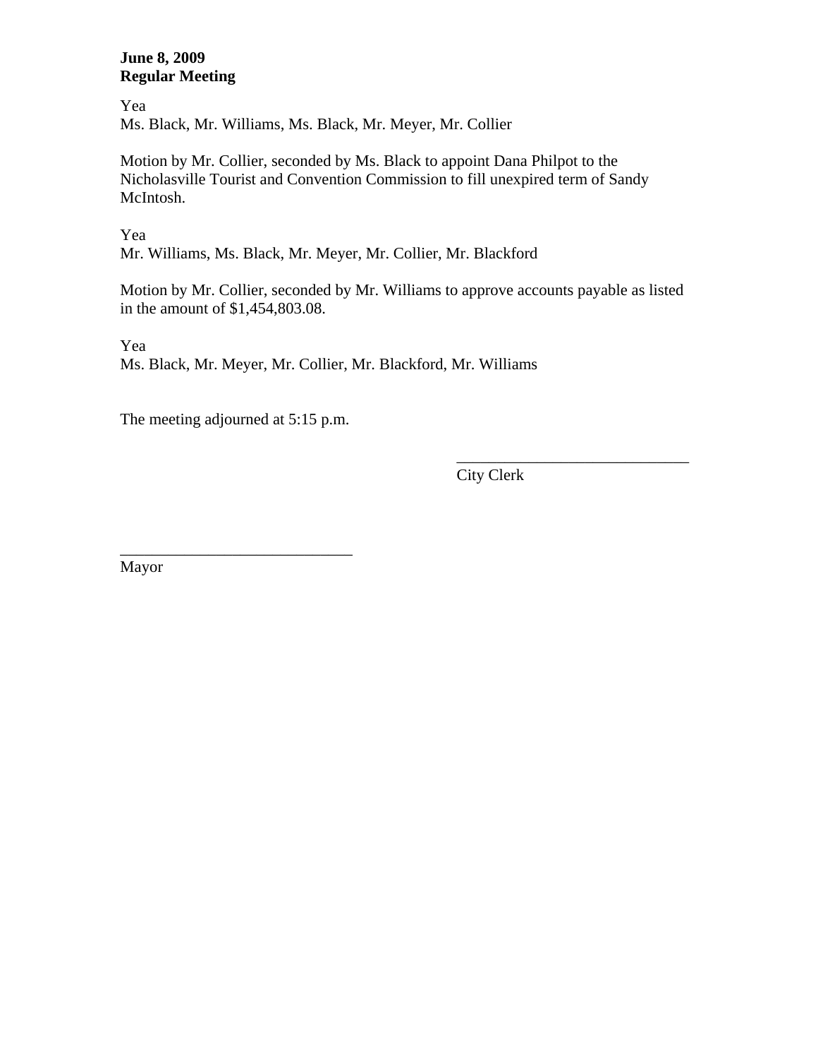**June 8, 2009**
**Regular Meeting**

Yea
Ms. Black, Mr. Williams, Ms. Black, Mr. Meyer, Mr. Collier

Motion by Mr. Collier, seconded by Ms. Black to appoint Dana Philpot to the Nicholasville Tourist and Convention Commission to fill unexpired term of Sandy McIntosh.

Yea
Mr. Williams, Ms. Black, Mr. Meyer, Mr. Collier, Mr. Blackford

Motion by Mr. Collier, seconded by Mr. Williams to approve accounts payable as listed in the amount of $1,454,803.08.

Yea
Ms. Black, Mr. Meyer, Mr. Collier, Mr. Blackford, Mr. Williams

The meeting adjourned at 5:15 p.m.

_____________________________
City Clerk

_____________________________
Mayor